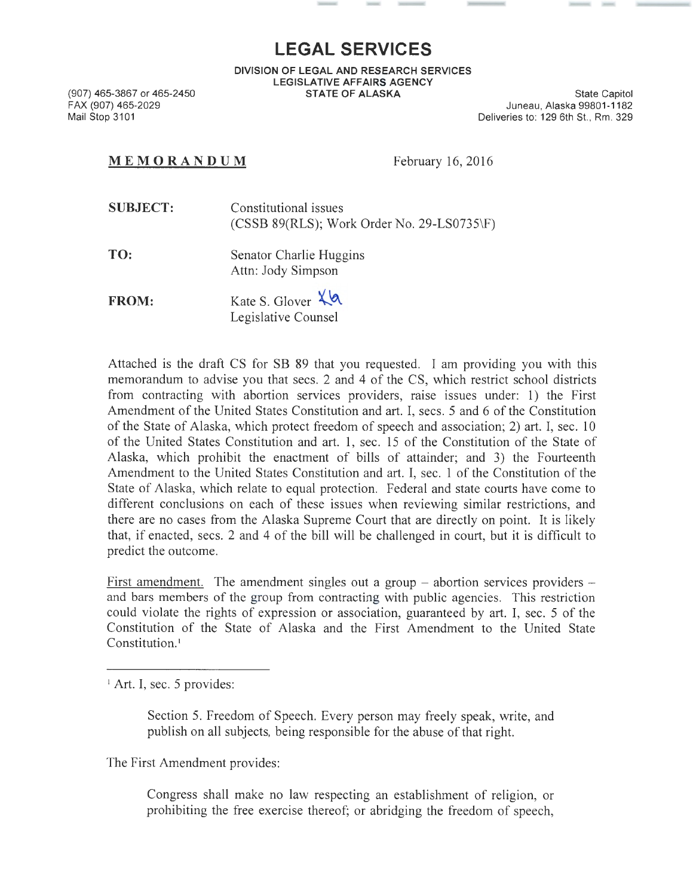# LEGAL SERVICES

**DIVISION OF LEGAL AND RESEARCH SERVICES**
**LEGISLATIVE AFFAIRS AGENCY**
**STATE OF ALASKA**

(907) 465-3867 or 465-2450
FAX (907) 465-2029
Mail Stop 3101

State Capitol
Juneau, Alaska 99801-1182
Deliveries to: 129 6th St., Rm. 329

**MEMORANDUM** February 16, 2016

**SUBJECT:** Constitutional issues
(CSSB 89(RLS); Work Order No. 29-LS0735\F)

**TO:** Senator Charlie Huggins
Attn: Jody Simpson

**FROM:** Kate S. Glover
Legislative Counsel

Attached is the draft CS for SB 89 that you requested. I am providing you with this memorandum to advise you that secs. 2 and 4 of the CS, which restrict school districts from contracting with abortion services providers, raise issues under: 1) the First Amendment of the United States Constitution and art. I, secs. 5 and 6 of the Constitution of the State of Alaska, which protect freedom of speech and association; 2) art. I, sec. 10 of the United States Constitution and art. 1, sec. 15 of the Constitution of the State of Alaska, which prohibit the enactment of bills of attainder; and 3) the Fourteenth Amendment to the United States Constitution and art. I, sec. 1 of the Constitution of the State of Alaska, which relate to equal protection. Federal and state courts have come to different conclusions on each of these issues when reviewing similar restrictions, and there are no cases from the Alaska Supreme Court that are directly on point. It is likely that, if enacted, secs. 2 and 4 of the bill will be challenged in court, but it is difficult to predict the outcome.

First amendment. The amendment singles out a group – abortion services providers – and bars members of the group from contracting with public agencies. This restriction could violate the rights of expression or association, guaranteed by art. I, sec. 5 of the Constitution of the State of Alaska and the First Amendment to the United State Constitution.[1]

---

[1] Art. I, sec. 5 provides:

> Section 5. Freedom of Speech. Every person may freely speak, write, and publish on all subjects, being responsible for the abuse of that right.

The First Amendment provides:

> Congress shall make no law respecting an establishment of religion, or prohibiting the free exercise thereof; or abridging the freedom of speech,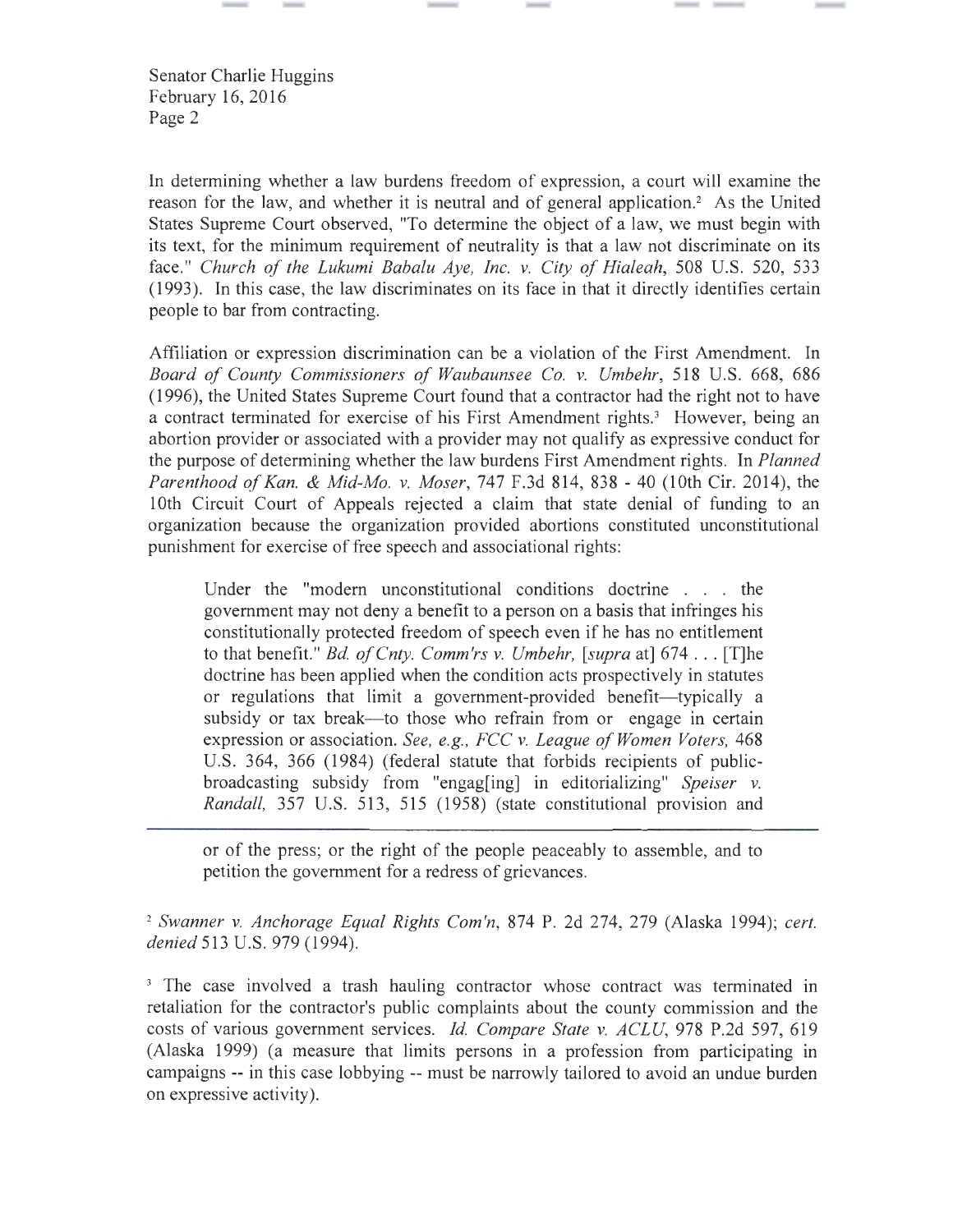Senator Charlie Huggins
February 16, 2016

In determining whether a law burdens freedom of expression, a court will examine the reason for the law, and whether it is neutral and of general application.[2] As the United States Supreme Court observed, "To determine the object of a law, we must begin with its text, for the minimum requirement of neutrality is that a law not discriminate on its face." *Church of the Lukumi Babalu Aye, Inc. v. City of Hialeah*, 508 U.S. 520, 533 (1993). In this case, the law discriminates on its face in that it directly identifies certain people to bar from contracting.

Affiliation or expression discrimination can be a violation of the First Amendment. In *Board of County Commissioners of Waubaunsee Co. v. Umbehr*, 518 U.S. 668, 686 (1996), the United States Supreme Court found that a contractor had the right not to have a contract terminated for exercise of his First Amendment rights.[3] However, being an abortion provider or associated with a provider may not qualify as expressive conduct for the purpose of determining whether the law burdens First Amendment rights. In *Planned Parenthood of Kan. & Mid-Mo. v. Moser*, 747 F.3d 814, 838 - 40 (10th Cir. 2014), the 10th Circuit Court of Appeals rejected a claim that state denial of funding to an organization because the organization provided abortions constituted unconstitutional punishment for exercise of free speech and associational rights:

> Under the "modern unconstitutional conditions doctrine . . . the government may not deny a benefit to a person on a basis that infringes his constitutionally protected freedom of speech even if he has no entitlement to that benefit." *Bd. of Cnty. Comm'rs v. Umbehr,* [*supra* at] 674 . . . [T]he doctrine has been applied when the condition acts prospectively in statutes or regulations that limit a government-provided benefit—typically a subsidy or tax break—to those who refrain from or engage in certain expression or association. *See, e.g., FCC v. League of Women Voters,* 468 U.S. 364, 366 (1984) (federal statute that forbids recipients of public-broadcasting subsidy from "engag[ing] in editorializing" *Speiser v. Randall,* 357 U.S. 513, 515 (1958) (state constitutional provision and

---

or of the press; or the right of the people peaceably to assemble, and to petition the government for a redress of grievances.

[2] *Swanner v. Anchorage Equal Rights Com'n*, 874 P. 2d 274, 279 (Alaska 1994); *cert. denied* 513 U.S. 979 (1994).

[3] The case involved a trash hauling contractor whose contract was terminated in retaliation for the contractor's public complaints about the county commission and the costs of various government services. *Id. Compare State v. ACLU*, 978 P.2d 597, 619 (Alaska 1999) (a measure that limits persons in a profession from participating in campaigns -- in this case lobbying -- must be narrowly tailored to avoid an undue burden on expressive activity).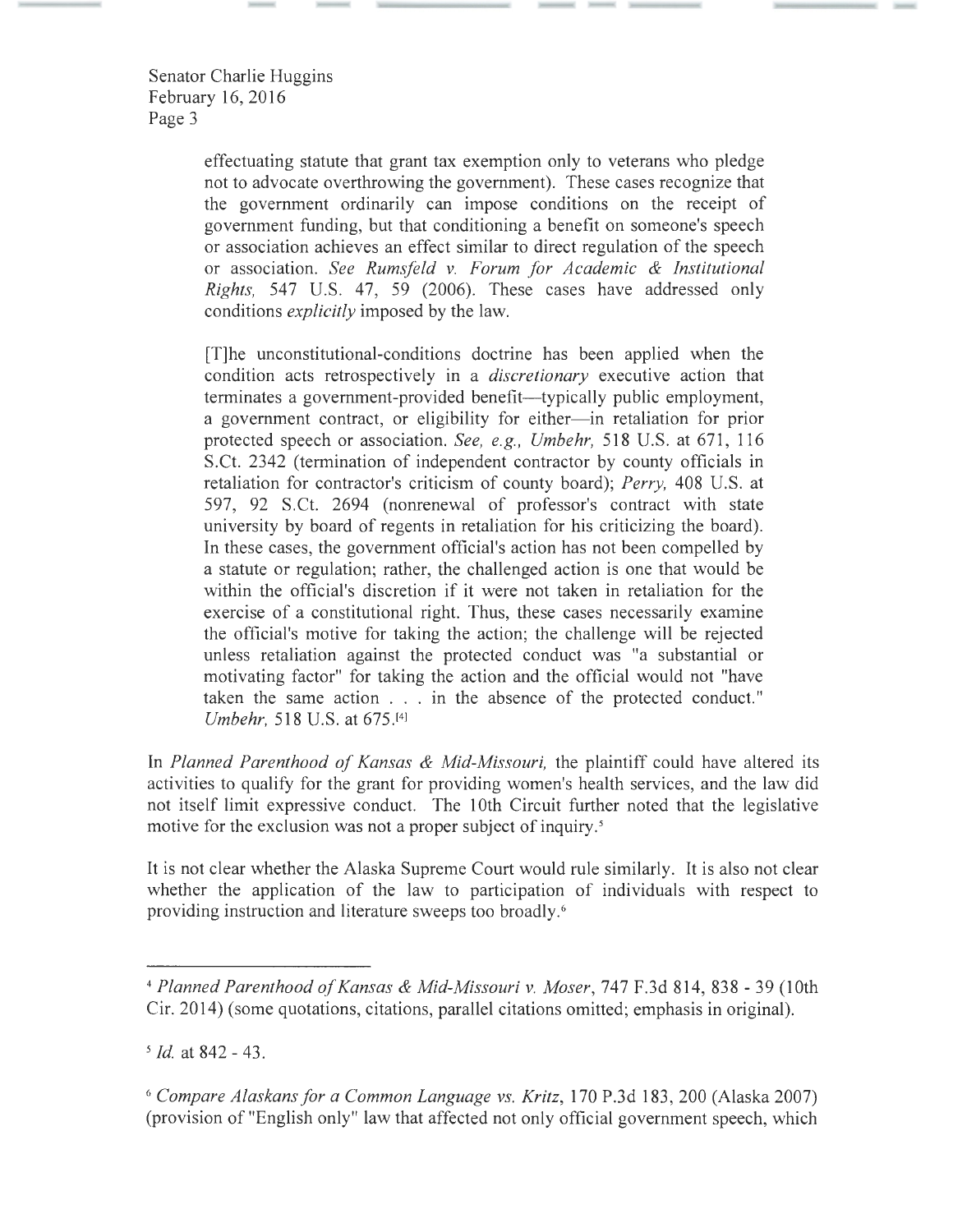Senator Charlie Huggins
February 16, 2016

> effectuating statute that grant tax exemption only to veterans who pledge not to advocate overthrowing the government). These cases recognize that the government ordinarily can impose conditions on the receipt of government funding, but that conditioning a benefit on someone's speech or association achieves an effect similar to direct regulation of the speech or association. *See Rumsfeld v. Forum for Academic & Institutional Rights,* 547 U.S. 47, 59 (2006). These cases have addressed only conditions *explicitly* imposed by the law.
>
> [T]he unconstitutional-conditions doctrine has been applied when the condition acts retrospectively in a *discretionary* executive action that terminates a government-provided benefit—typically public employment, a government contract, or eligibility for either—in retaliation for prior protected speech or association. *See, e.g., Umbehr,* 518 U.S. at 671, 116 S.Ct. 2342 (termination of independent contractor by county officials in retaliation for contractor's criticism of county board); *Perry,* 408 U.S. at 597, 92 S.Ct. 2694 (nonrenewal of professor's contract with state university by board of regents in retaliation for his criticizing the board). In these cases, the government official's action has not been compelled by a statute or regulation; rather, the challenged action is one that would be within the official's discretion if it were not taken in retaliation for the exercise of a constitutional right. Thus, these cases necessarily examine the official's motive for taking the action; the challenge will be rejected unless retaliation against the protected conduct was "a substantial or motivating factor" for taking the action and the official would not "have taken the same action . . . in the absence of the protected conduct." *Umbehr,* 518 U.S. at 675.[4]

In *Planned Parenthood of Kansas & Mid-Missouri,* the plaintiff could have altered its activities to qualify for the grant for providing women's health services, and the law did not itself limit expressive conduct. The 10th Circuit further noted that the legislative motive for the exclusion was not a proper subject of inquiry.[5]

It is not clear whether the Alaska Supreme Court would rule similarly. It is also not clear whether the application of the law to participation of individuals with respect to providing instruction and literature sweeps too broadly.[6]

---

[4] *Planned Parenthood of Kansas & Mid-Missouri v. Moser*, 747 F.3d 814, 838 - 39 (10th Cir. 2014) (some quotations, citations, parallel citations omitted; emphasis in original).

[5] *Id.* at 842 - 43.

[6] *Compare Alaskans for a Common Language vs. Kritz*, 170 P.3d 183, 200 (Alaska 2007) (provision of "English only" law that affected not only official government speech, which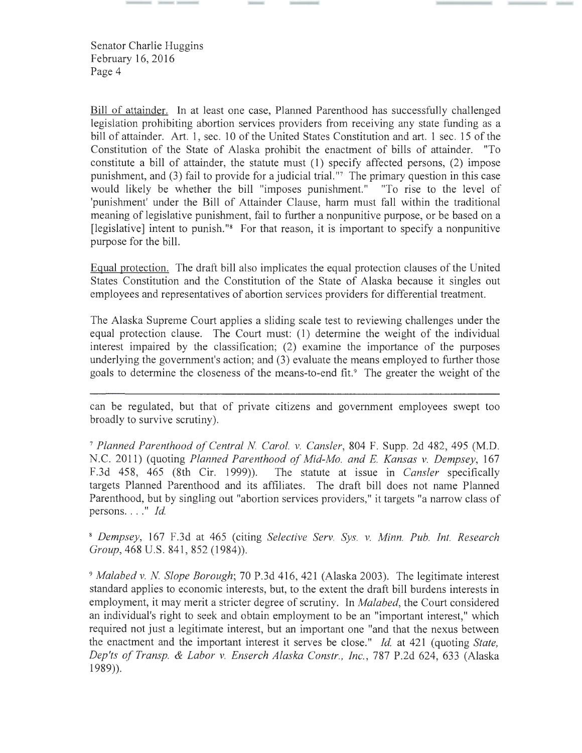Bill of attainder. In at least one case, Planned Parenthood has successfully challenged legislation prohibiting abortion services providers from receiving any state funding as a bill of attainder. Art. 1, sec. 10 of the United States Constitution and art. 1 sec. 15 of the Constitution of the State of Alaska prohibit the enactment of bills of attainder. "To constitute a bill of attainder, the statute must (1) specify affected persons, (2) impose punishment, and (3) fail to provide for a judicial trial."[7] The primary question in this case would likely be whether the bill "imposes punishment." "To rise to the level of 'punishment' under the Bill of Attainder Clause, harm must fall within the traditional meaning of legislative punishment, fail to further a nonpunitive purpose, or be based on a [legislative] intent to punish."[8] For that reason, it is important to specify a nonpunitive purpose for the bill.

Equal protection. The draft bill also implicates the equal protection clauses of the United States Constitution and the Constitution of the State of Alaska because it singles out employees and representatives of abortion services providers for differential treatment.

The Alaska Supreme Court applies a sliding scale test to reviewing challenges under the equal protection clause. The Court must: (1) determine the weight of the individual interest impaired by the classification; (2) examine the importance of the purposes underlying the government's action; and (3) evaluate the means employed to further those goals to determine the closeness of the means-to-end fit.[9] The greater the weight of the

---

can be regulated, but that of private citizens and government employees swept too broadly to survive scrutiny).

[7] *Planned Parenthood of Central N. Carol. v. Cansler*, 804 F. Supp. 2d 482, 495 (M.D. N.C. 2011) (quoting *Planned Parenthood of Mid-Mo. and E. Kansas v. Dempsey*, 167 F.3d 458, 465 (8th Cir. 1999)). The statute at issue in *Cansler* specifically targets Planned Parenthood and its affiliates. The draft bill does not name Planned Parenthood, but by singling out "abortion services providers," it targets "a narrow class of persons. . . ." *Id.*

[8] *Dempsey*, 167 F.3d at 465 (citing *Selective Serv. Sys. v. Minn. Pub. Int. Research Group*, 468 U.S. 841, 852 (1984)).

[9] *Malabed v. N. Slope Borough*; 70 P.3d 416, 421 (Alaska 2003). The legitimate interest standard applies to economic interests, but, to the extent the draft bill burdens interests in employment, it may merit a stricter degree of scrutiny. In *Malabed*, the Court considered an individual's right to seek and obtain employment to be an "important interest," which required not just a legitimate interest, but an important one "and that the nexus between the enactment and the important interest it serves be close." *Id.* at 421 (quoting *State, Dep'ts of Transp. & Labor v. Enserch Alaska Constr., Inc.*, 787 P.2d 624, 633 (Alaska 1989)).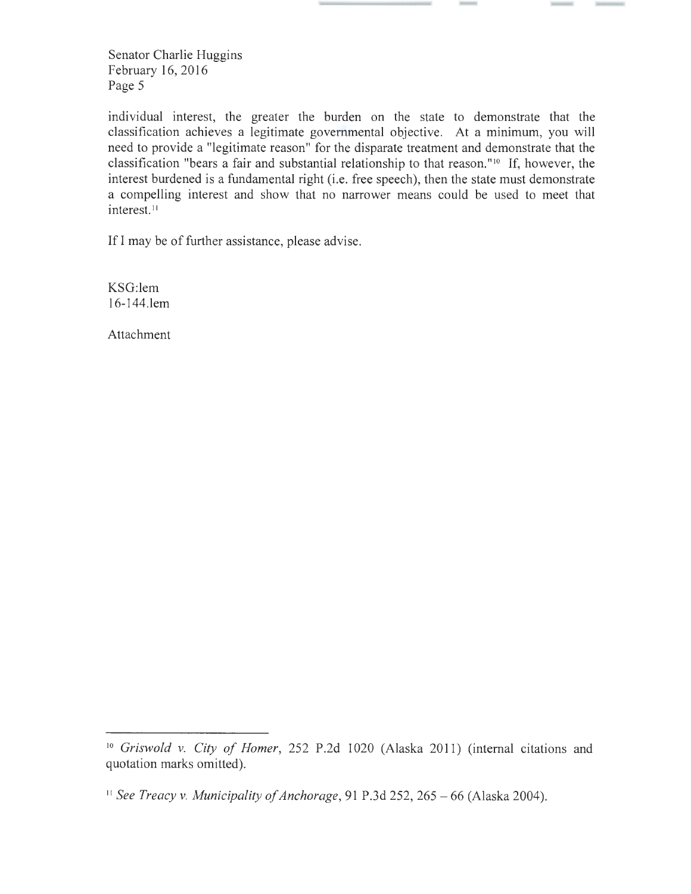individual interest, the greater the burden on the state to demonstrate that the classification achieves a legitimate governmental objective. At a minimum, you will need to provide a "legitimate reason" for the disparate treatment and demonstrate that the classification "bears a fair and substantial relationship to that reason."[10] If, however, the interest burdened is a fundamental right (i.e. free speech), then the state must demonstrate a compelling interest and show that no narrower means could be used to meet that interest.[11]

If I may be of further assistance, please advise.

KSG:lem
16-144.lem

Attachment

---

[10] *Griswold v. City of Homer*, 252 P.2d 1020 (Alaska 2011) (internal citations and quotation marks omitted).

[11] *See Treacy v. Municipality of Anchorage*, 91 P.3d 252, 265 – 66 (Alaska 2004).